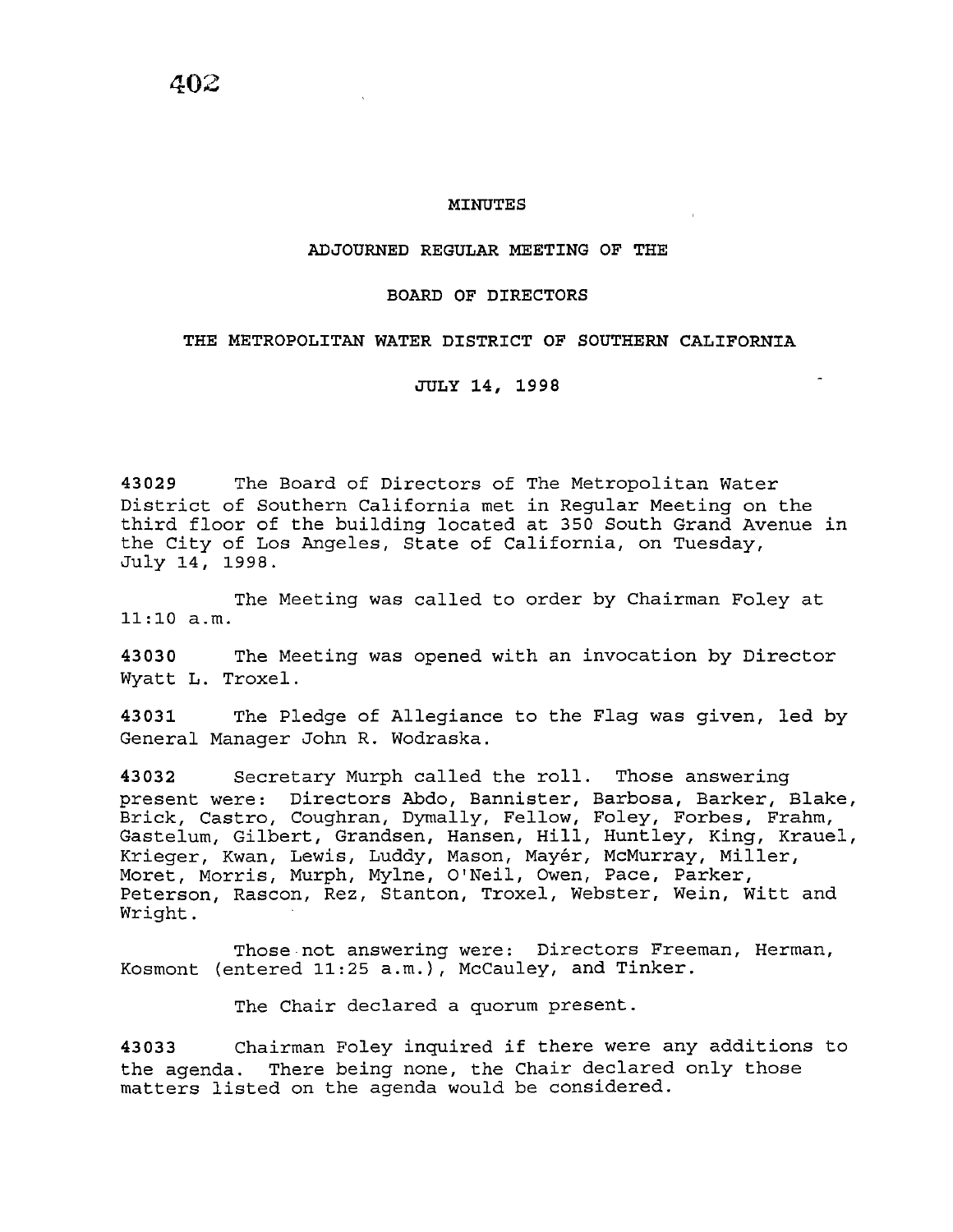# MINUTES

## ADJOURNED REGULAR MEETING OF THE

## BOARD OF DIRECTORS

## THE METROPOLITAN WATER DISTRICT OF SOUTHERN CALIFORNIA

## JULY 14, 1998

**43029** The Board of Directors of The Metropolitan Water District of Southern California met in Regular Meeting on the third floor of the building located at 350 South Grand Avenue in the City of Los Angeles, State of California, on Tuesday, July 14, 1998.

The Meeting was called to order by Chairman Foley at 11:10 a.m.

**43030** The Meeting was opened with an invocation by Director Wyatt L. Troxel.

**43031** The Pledge of Allegiance to the Flag was given, led by General Manager John R. Wodraska.

**43032** Secretary Murph called the roll. Those answering present were: Directors Abdo, Bannister, Barbosa, Barker, Blake, Brick, Castro, Coughran, Dymally, Fellow, Foley, Forbes, Frahm, Gastelum, Gilbert, Grandsen, Hansen, Hill, Huntley, King, Krauel, Krieger, Kwan, Lewis, Luddy, Mason, Mayér, McMurray, Miller, Moret, Morris, Murph, Mylne, O'Neil, Owen, Pace, Parker, Peterson, Rascon, Rez, Stanton, Troxel, Webster, Wein, Witt and Wright.

Those not answering were: Directors Freeman, Herman, Kosmont (entered 11:25 a.m.), McCauley, and Tinker.

The Chair declared a quorum present.

**43033** Chairman Foley inquired if there were any additions to the agenda. There being none, the Chair declared only those matters listed on the agenda would be considered.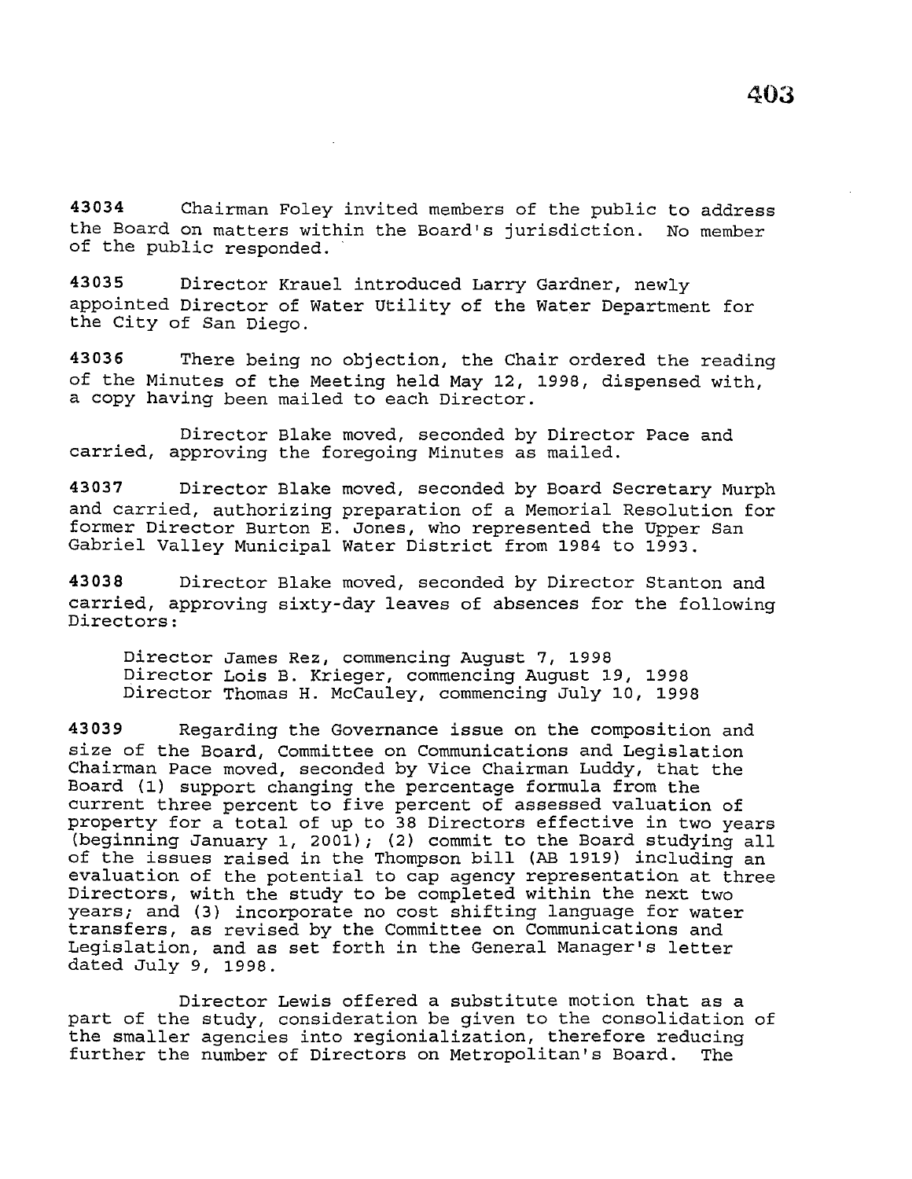43034 Chairman Foley invited members of the public to address the Board on matters within the Board's jurisdiction. No member of the public responded.

43035 Director Krauel introduced Larry Gardner, newly appointed Director of Water Utility of the Water Department for the City of San Diego.

43036 There being no objection, the Chair ordered the reading of the Minutes of the Meeting held May 12, 1998, dispensed with, a copy having been mailed to each Director.

Director Blake moved, seconded by Director Pace and carried, approving the foregoing Minutes as mailed.

43037 Director Blake moved, seconded by Board Secretary Murph and carried, authorizing preparation of a Memorial Resolution for former Director Burton E. Jones, who represented the Upper San Gabriel Valley Municipal Water District from 1984 to 1993.

43038 Director Blake moved, seconded by Director Stanton and carried, approving sixty-day leaves of absences for the following Directors:

Director James Rez, commencing August 7, 1998
Director Lois B. Krieger, commencing August 19, 1998
Director Thomas H. McCauley, commencing July 10, 1998

43039 Regarding the Governance issue on the composition and size of the Board, Committee on Communications and Legislation Chairman Pace moved, seconded by Vice Chairman Luddy, that the Board (1) support changing the percentage formula from the current three percent to five percent of assessed valuation of property for a total of up to 38 Directors effective in two years (beginning January 1, 2001); (2) commit to the Board studying all of the issues raised in the Thompson bill (AB 1919) including an evaluation of the potential to cap agency representation at three Directors, with the study to be completed within the next two years; and (3) incorporate no cost shifting language for water transfers, as revised by the Committee on Communications and Legislation, and as set forth in the General Manager's letter dated July 9, 1998.

Director Lewis offered a substitute motion that as a part of the study, consideration be given to the consolidation of the smaller agencies into regionalization, therefore reducing further the number of Directors on Metropolitan's Board. The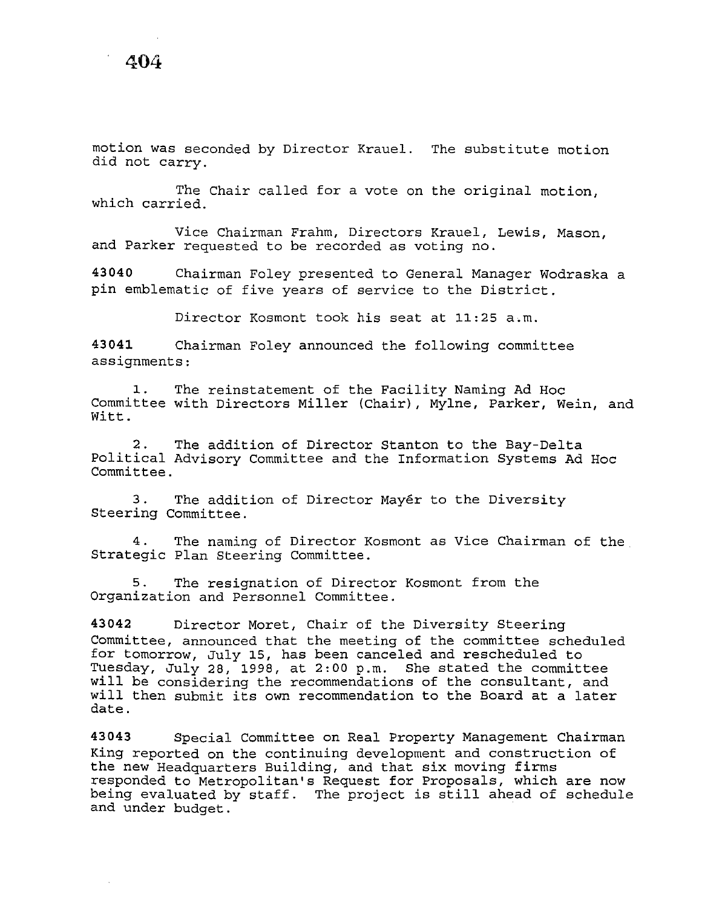motion was seconded by Director Krauel. The substitute motion did not carry.

The Chair called for a vote on the original motion, which carried.

Vice Chairman Frahm, Directors Krauel, Lewis, Mason, and Parker requested to be recorded as voting no.

**43040** Chairman Foley presented to General Manager Wodraska a pin emblematic of five years of service to the District.

Director Kosmont took his seat at 11:25 a.m.

**43041** Chairman Foley announced the following committee assignments:

1. The reinstatement of the Facility Naming Ad Hoc Committee with Directors Miller (Chair), Mylne, Parker, Wein, and Witt.

2. The addition of Director Stanton to the Bay-Delta Political Advisory Committee and the Information Systems Ad Hoc Committee.

3. The addition of Director Mayér to the Diversity Steering Committee.

4. The naming of Director Kosmont as Vice Chairman of the Strategic Plan Steering Committee.

5. The resignation of Director Kosmont from the Organization and Personnel Committee.

**43042** Director Moret, Chair of the Diversity Steering Committee, announced that the meeting of the committee scheduled for tomorrow, July 15, has been canceled and rescheduled to Tuesday, July 28, 1998, at 2:00 p.m. She stated the committee will be considering the recommendations of the consultant, and will then submit its own recommendation to the Board at a later date.

**43043** Special Committee on Real Property Management Chairman King reported on the continuing development and construction of the new Headquarters Building, and that six moving firms responded to Metropolitan's Request for Proposals, which are now being evaluated by staff. The project is still ahead of schedule and under budget.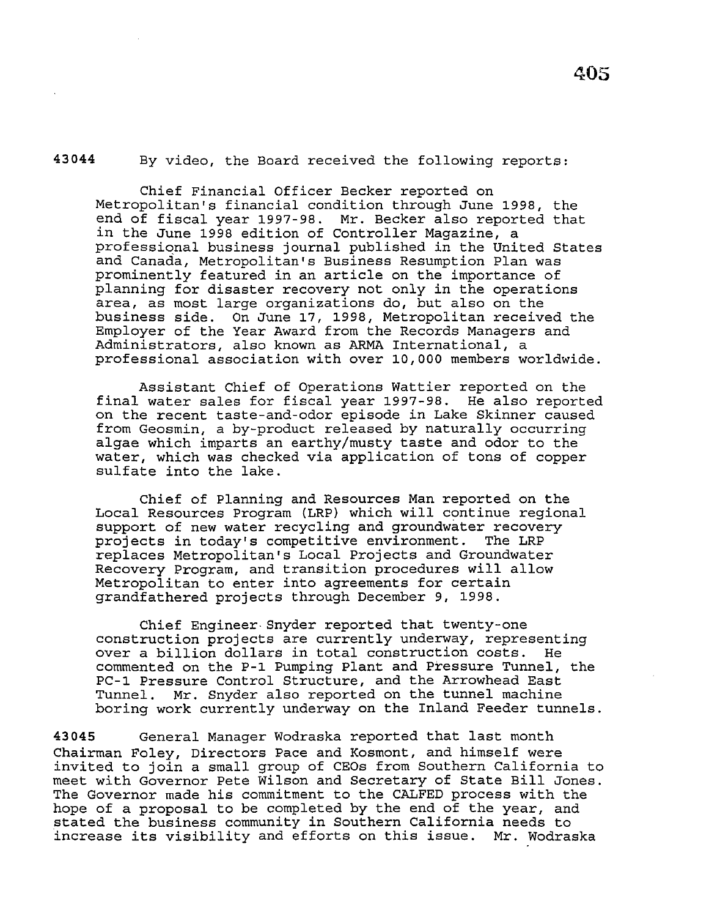43044 By video, the Board received the following reports:

Chief Financial Officer Becker reported on Metropolitan's financial condition through June 1998, the end of fiscal year 1997-98. Mr. Becker also reported that in the June 1998 edition of Controller Magazine, a professional business journal published in the United States and Canada, Metropolitan's Business Resumption Plan was prominently featured in an article on the importance of planning for disaster recovery not only in the operations area, as most large organizations do, but also on the business side. On June 17, 1998, Metropolitan received the Employer of the Year Award from the Records Managers and Administrators, also known as ARMA International, a professional association with over 10,000 members worldwide.

Assistant Chief of Operations Wattier reported on the final water sales for fiscal year 1997-98. He also reported on the recent taste-and-odor episode in Lake Skinner caused from Geosmin, a by-product released by naturally occurring algae which imparts an earthy/musty taste and odor to the water, which was checked via application of tons of copper sulfate into the lake.

Chief of Planning and Resources Man reported on the Local Resources Program (LRP) which will continue regional support of new water recycling and groundwater recovery projects in today's competitive environment. The LRP replaces Metropolitan's Local Projects and Groundwater Recovery Program, and transition procedures will allow Metropolitan to enter into agreements for certain grandfathered projects through December 9, 1998.

Chief Engineer Snyder reported that twenty-one construction projects are currently underway, representing over a billion dollars in total construction costs. He commented on the P-1 Pumping Plant and Pressure Tunnel, the PC-1 Pressure Control Structure, and the Arrowhead East Tunnel. Mr. Snyder also reported on the tunnel machine boring work currently underway on the Inland Feeder tunnels.

43045 General Manager Wodraska reported that last month Chairman Foley, Directors Pace and Kosmont, and himself were invited to join a small group of CEOs from Southern California to meet with Governor Pete Wilson and Secretary of State Bill Jones. The Governor made his commitment to the CALFED process with the hope of a proposal to be completed by the end of the year, and stated the business community in Southern California needs to increase its visibility and efforts on this issue. Mr. Wodraska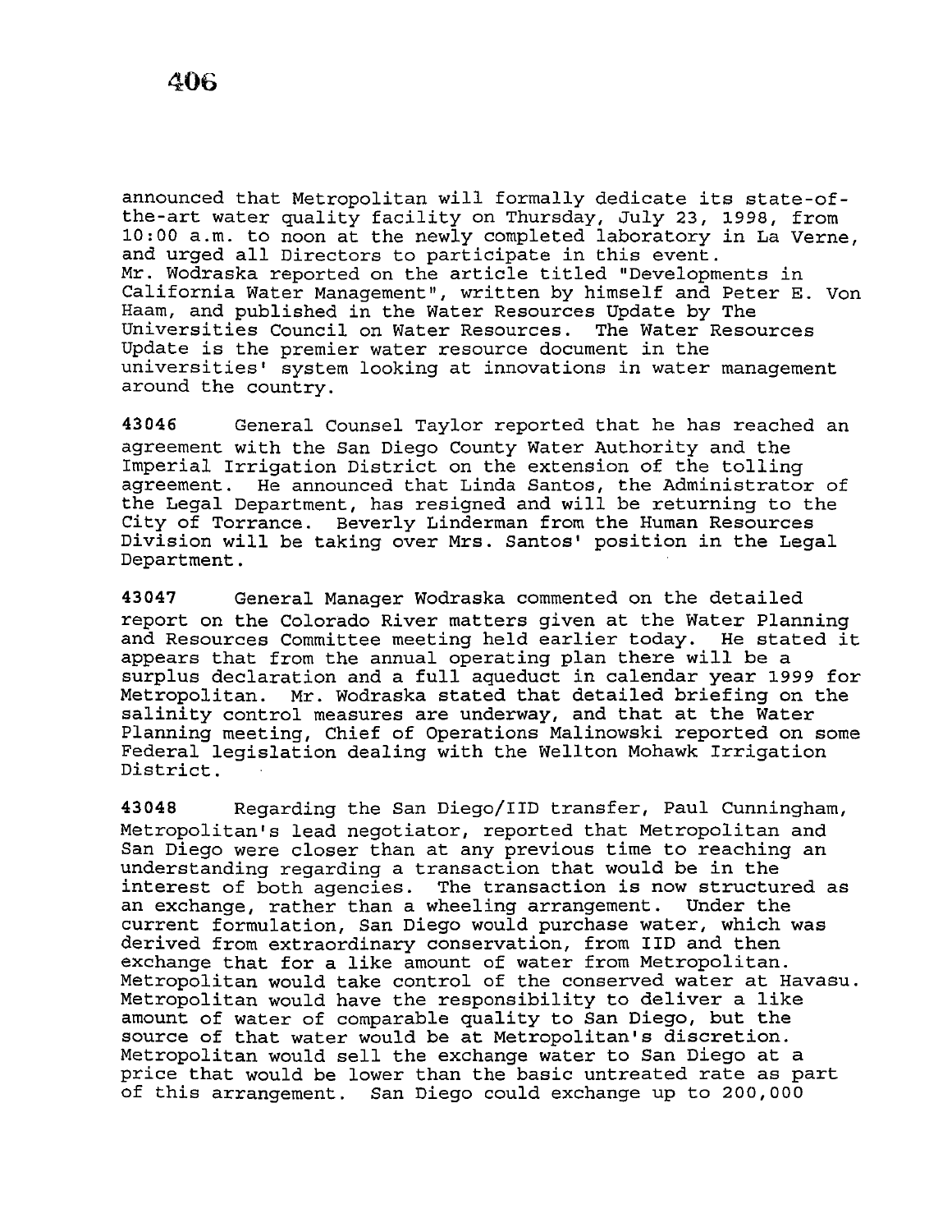announced that Metropolitan will formally dedicate its state-of-the-art water quality facility on Thursday, July 23, 1998, from 10:00 a.m. to noon at the newly completed laboratory in La Verne, and urged all Directors to participate in this event.
Mr. Wodraska reported on the article titled "Developments in California Water Management", written by himself and Peter E. Von Haam, and published in the Water Resources Update by The Universities Council on Water Resources. The Water Resources Update is the premier water resource document in the universities' system looking at innovations in water management around the country.

**43046** General Counsel Taylor reported that he has reached an agreement with the San Diego County Water Authority and the Imperial Irrigation District on the extension of the tolling agreement. He announced that Linda Santos, the Administrator of the Legal Department, has resigned and will be returning to the City of Torrance. Beverly Linderman from the Human Resources Division will be taking over Mrs. Santos' position in the Legal Department.

**43047** General Manager Wodraska commented on the detailed report on the Colorado River matters given at the Water Planning and Resources Committee meeting held earlier today. He stated it appears that from the annual operating plan there will be a surplus declaration and a full aqueduct in calendar year 1999 for Metropolitan. Mr. Wodraska stated that detailed briefing on the salinity control measures are underway, and that at the Water Planning meeting, Chief of Operations Malinowski reported on some Federal legislation dealing with the Wellton Mohawk Irrigation District.

**43048** Regarding the San Diego/IID transfer, Paul Cunningham, Metropolitan's lead negotiator, reported that Metropolitan and San Diego were closer than at any previous time to reaching an understanding regarding a transaction that would be in the interest of both agencies. The transaction is now structured as an exchange, rather than a wheeling arrangement. Under the current formulation, San Diego would purchase water, which was derived from extraordinary conservation, from IID and then exchange that for a like amount of water from Metropolitan. Metropolitan would take control of the conserved water at Havasu. Metropolitan would have the responsibility to deliver a like amount of water of comparable quality to San Diego, but the source of that water would be at Metropolitan's discretion. Metropolitan would sell the exchange water to San Diego at a price that would be lower than the basic untreated rate as part of this arrangement. San Diego could exchange up to 200,000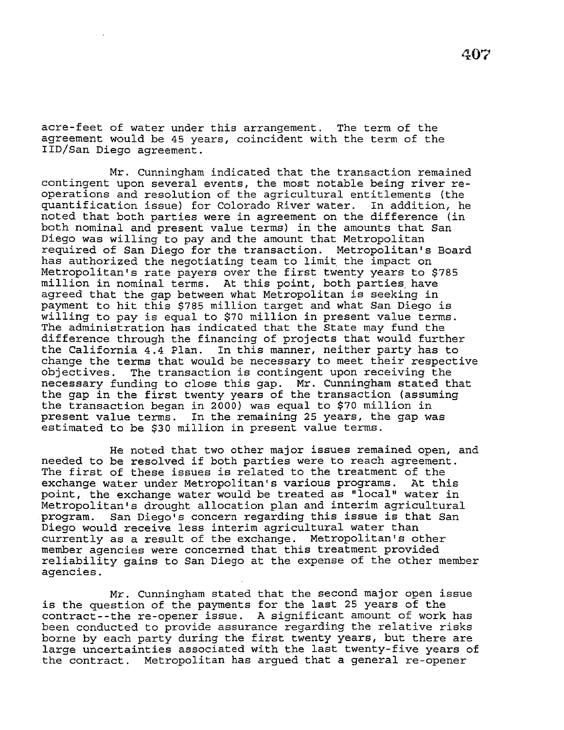acre-feet of water under this arrangement. The term of the agreement would be 45 years, coincident with the term of the IID/San Diego agreement.

Mr. Cunningham indicated that the transaction remained contingent upon several events, the most notable being river re-operations and resolution of the agricultural entitlements (the quantification issue) for Colorado River water. In addition, he noted that both parties were in agreement on the difference (in both nominal and present value terms) in the amounts that San Diego was willing to pay and the amount that Metropolitan required of San Diego for the transaction. Metropolitan's Board has authorized the negotiating team to limit the impact on Metropolitan's rate payers over the first twenty years to $785 million in nominal terms. At this point, both parties have agreed that the gap between what Metropolitan is seeking in payment to hit this $785 million target and what San Diego is willing to pay is equal to $70 million in present value terms. The administration has indicated that the State may fund the difference through the financing of projects that would further the California 4.4 Plan. In this manner, neither party has to change the terms that would be necessary to meet their respective objectives. The transaction is contingent upon receiving the necessary funding to close this gap. Mr. Cunningham stated that the gap in the first twenty years of the transaction (assuming the transaction began in 2000) was equal to $70 million in present value terms. In the remaining 25 years, the gap was estimated to be $30 million in present value terms.

He noted that two other major issues remained open, and needed to be resolved if both parties were to reach agreement. The first of these issues is related to the treatment of the exchange water under Metropolitan's various programs. At this point, the exchange water would be treated as "local" water in Metropolitan's drought allocation plan and interim agricultural program. San Diego's concern regarding this issue is that San Diego would receive less interim agricultural water than currently as a result of the exchange. Metropolitan's other member agencies were concerned that this treatment provided reliability gains to San Diego at the expense of the other member agencies.

Mr. Cunningham stated that the second major open issue is the question of the payments for the last 25 years of the contract--the re-opener issue. A significant amount of work has been conducted to provide assurance regarding the relative risks borne by each party during the first twenty years, but there are large uncertainties associated with the last twenty-five years of the contract. Metropolitan has argued that a general re-opener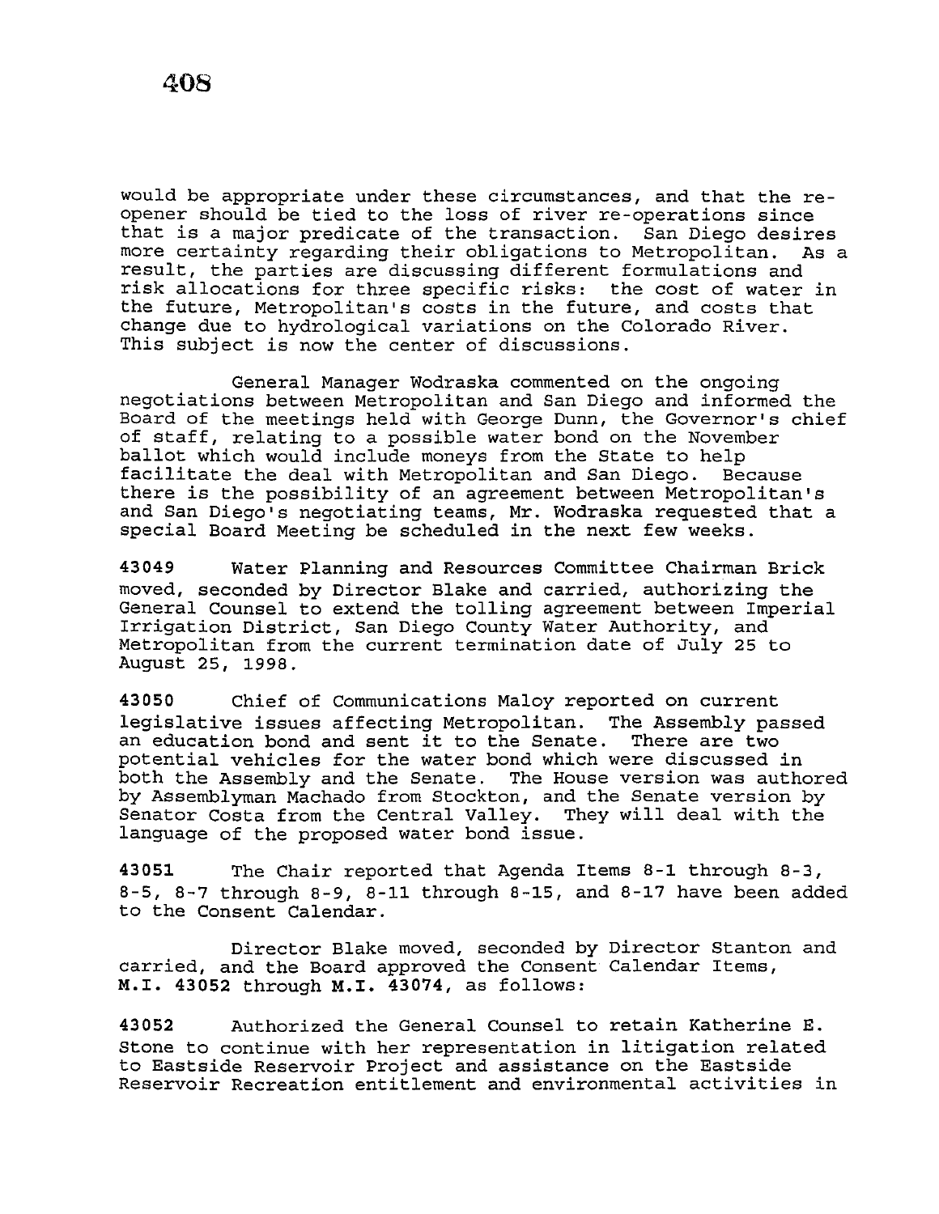would be appropriate under these circumstances, and that the re-opener should be tied to the loss of river re-operations since that is a major predicate of the transaction. San Diego desires more certainty regarding their obligations to Metropolitan. As a result, the parties are discussing different formulations and risk allocations for three specific risks: the cost of water in the future, Metropolitan's costs in the future, and costs that change due to hydrological variations on the Colorado River. This subject is now the center of discussions.

General Manager Wodraska commented on the ongoing negotiations between Metropolitan and San Diego and informed the Board of the meetings held with George Dunn, the Governor's chief of staff, relating to a possible water bond on the November ballot which would include moneys from the State to help facilitate the deal with Metropolitan and San Diego. Because there is the possibility of an agreement between Metropolitan's and San Diego's negotiating teams, Mr. Wodraska requested that a special Board Meeting be scheduled in the next few weeks.

**43049** Water Planning and Resources Committee Chairman Brick moved, seconded by Director Blake and carried, authorizing the General Counsel to extend the tolling agreement between Imperial Irrigation District, San Diego County Water Authority, and Metropolitan from the current termination date of July 25 to August 25, 1998.

**43050** Chief of Communications Maloy reported on current legislative issues affecting Metropolitan. The Assembly passed an education bond and sent it to the Senate. There are two potential vehicles for the water bond which were discussed in both the Assembly and the Senate. The House version was authored by Assemblyman Machado from Stockton, and the Senate version by Senator Costa from the Central Valley. They will deal with the language of the proposed water bond issue.

**43051** The Chair reported that Agenda Items 8-1 through 8-3, 8-5, 8-7 through 8-9, 8-11 through 8-15, and 8-17 have been added to the Consent Calendar.

Director Blake moved, seconded by Director Stanton and carried, and the Board approved the Consent Calendar Items, **M.I. 43052** through **M.I. 43074**, as follows:

**43052** Authorized the General Counsel to retain Katherine E. Stone to continue with her representation in litigation related to Eastside Reservoir Project and assistance on the Eastside Reservoir Recreation entitlement and environmental activities in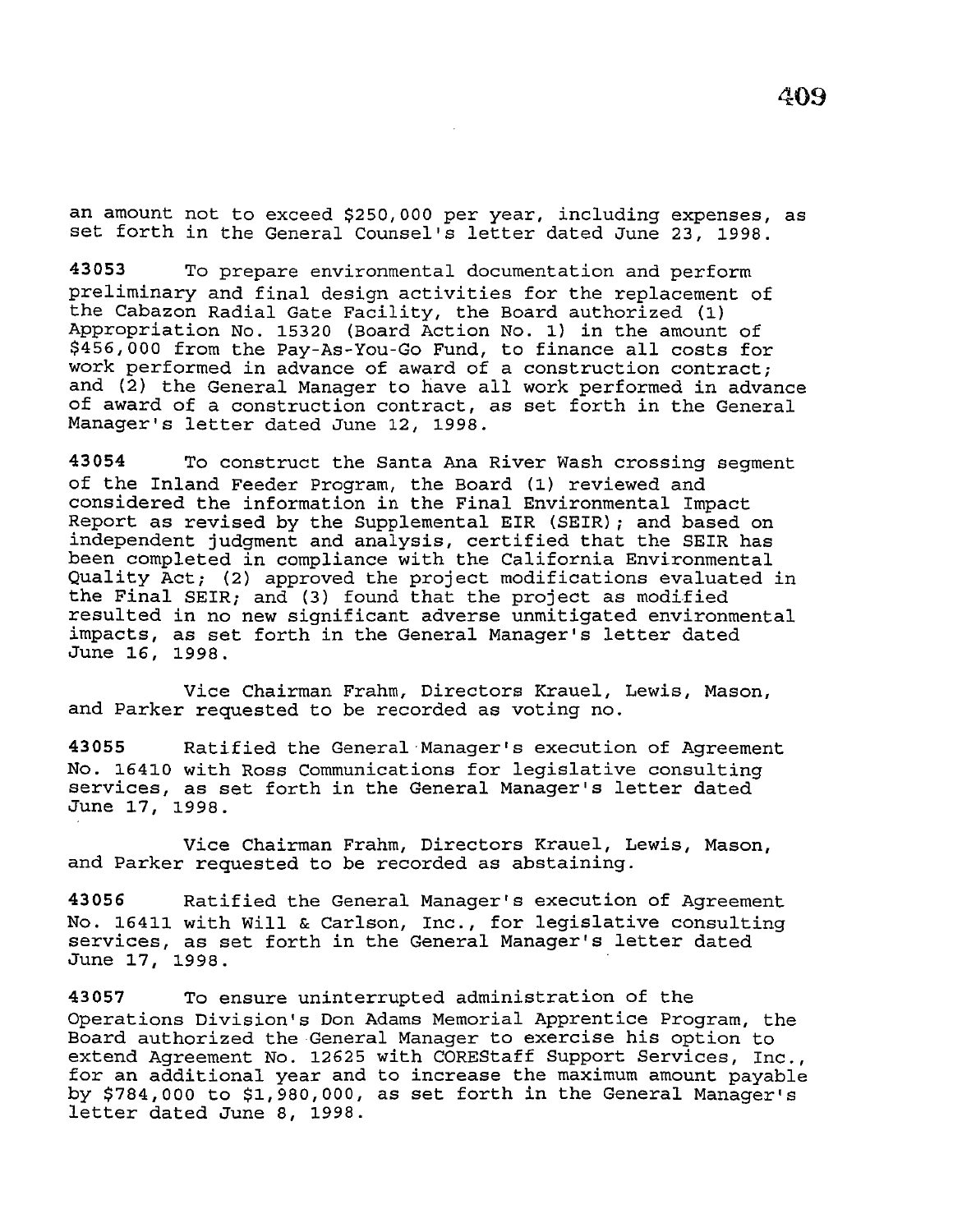an amount not to exceed $250,000 per year, including expenses, as set forth in the General Counsel's letter dated June 23, 1998.

**43053** To prepare environmental documentation and perform preliminary and final design activities for the replacement of the Cabazon Radial Gate Facility, the Board authorized (1) Appropriation No. 15320 (Board Action No. 1) in the amount of $456,000 from the Pay-As-You-Go Fund, to finance all costs for work performed in advance of award of a construction contract; and (2) the General Manager to have all work performed in advance of award of a construction contract, as set forth in the General Manager's letter dated June 12, 1998.

**43054** To construct the Santa Ana River Wash crossing segment of the Inland Feeder Program, the Board (1) reviewed and considered the information in the Final Environmental Impact Report as revised by the Supplemental EIR (SEIR); and based on independent judgment and analysis, certified that the SEIR has been completed in compliance with the California Environmental Quality Act; (2) approved the project modifications evaluated in the Final SEIR; and (3) found that the project as modified resulted in no new significant adverse unmitigated environmental impacts, as set forth in the General Manager's letter dated June 16, 1998.

Vice Chairman Frahm, Directors Krauel, Lewis, Mason, and Parker requested to be recorded as voting no.

**43055** Ratified the General Manager's execution of Agreement No. 16410 with Ross Communications for legislative consulting services, as set forth in the General Manager's letter dated June 17, 1998.

Vice Chairman Frahm, Directors Krauel, Lewis, Mason, and Parker requested to be recorded as abstaining.

**43056** Ratified the General Manager's execution of Agreement No. 16411 with Will & Carlson, Inc., for legislative consulting services, as set forth in the General Manager's letter dated June 17, 1998.

**43057** To ensure uninterrupted administration of the Operations Division's Don Adams Memorial Apprentice Program, the Board authorized the General Manager to exercise his option to extend Agreement No. 12625 with COREStaff Support Services, Inc., for an additional year and to increase the maximum amount payable by $784,000 to $1,980,000, as set forth in the General Manager's letter dated June 8, 1998.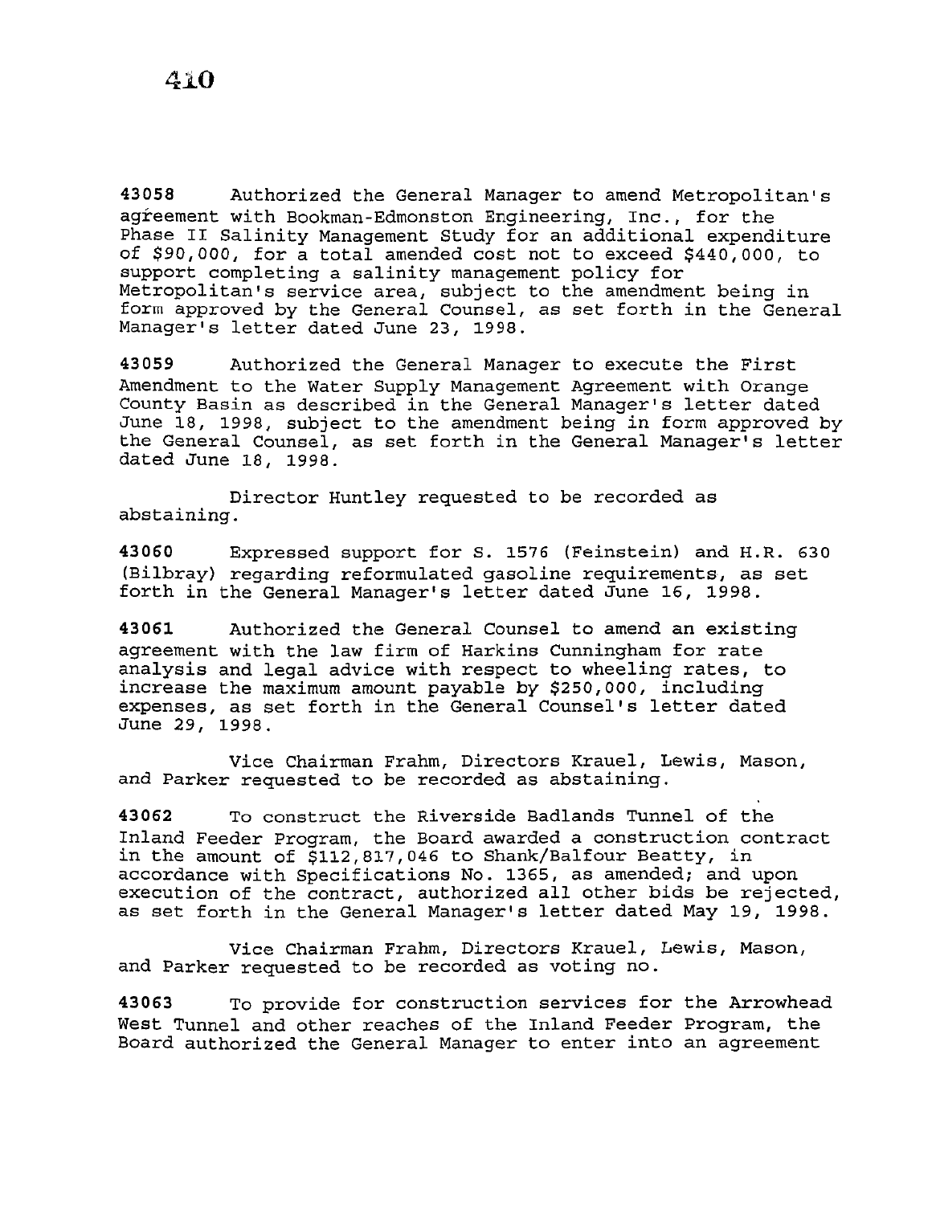**43058** Authorized the General Manager to amend Metropolitan's agreement with Bookman-Edmonston Engineering, Inc., for the Phase II Salinity Management Study for an additional expenditure of $90,000, for a total amended cost not to exceed $440,000, to support completing a salinity management policy for Metropolitan's service area, subject to the amendment being in form approved by the General Counsel, as set forth in the General Manager's letter dated June 23, 1998.

**43059** Authorized the General Manager to execute the First Amendment to the Water Supply Management Agreement with Orange County Basin as described in the General Manager's letter dated June 18, 1998, subject to the amendment being in form approved by the General Counsel, as set forth in the General Manager's letter dated June 18, 1998.

Director Huntley requested to be recorded as abstaining.

**43060** Expressed support for S. 1576 (Feinstein) and H.R. 630 (Bilbray) regarding reformulated gasoline requirements, as set forth in the General Manager's letter dated June 16, 1998.

**43061** Authorized the General Counsel to amend an existing agreement with the law firm of Harkins Cunningham for rate analysis and legal advice with respect to wheeling rates, to increase the maximum amount payable by $250,000, including expenses, as set forth in the General Counsel's letter dated June 29, 1998.

Vice Chairman Frahm, Directors Krauel, Lewis, Mason, and Parker requested to be recorded as abstaining.

**43062** To construct the Riverside Badlands Tunnel of the Inland Feeder Program, the Board awarded a construction contract in the amount of $112,817,046 to Shank/Balfour Beatty, in accordance with Specifications No. 1365, as amended; and upon execution of the contract, authorized all other bids be rejected, as set forth in the General Manager's letter dated May 19, 1998.

Vice Chairman Frahm, Directors Krauel, Lewis, Mason, and Parker requested to be recorded as voting no.

**43063** To provide for construction services for the Arrowhead West Tunnel and other reaches of the Inland Feeder Program, the Board authorized the General Manager to enter into an agreement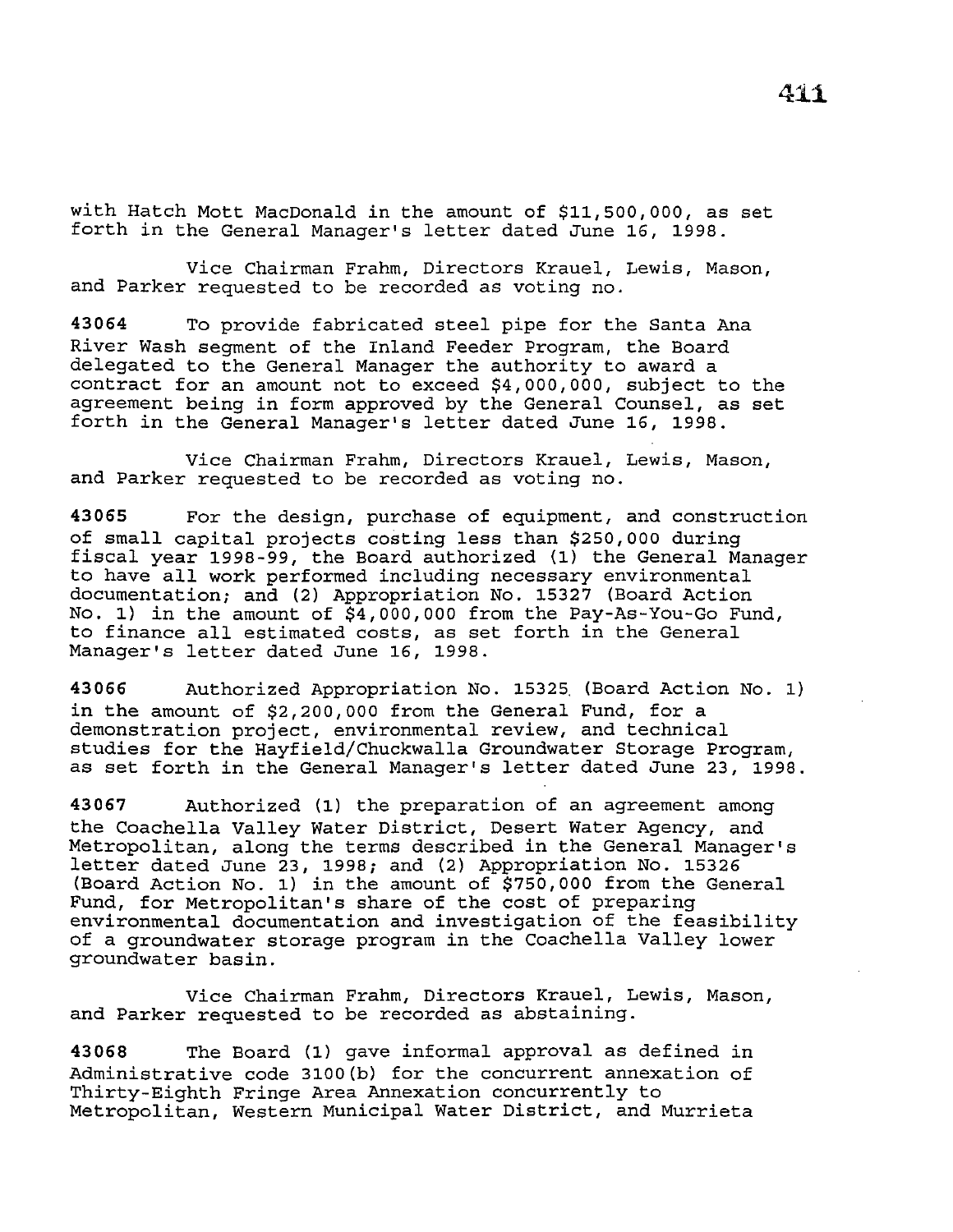with Hatch Mott MacDonald in the amount of $11,500,000, as set forth in the General Manager's letter dated June 16, 1998.

Vice Chairman Frahm, Directors Krauel, Lewis, Mason, and Parker requested to be recorded as voting no.

**43064** To provide fabricated steel pipe for the Santa Ana River Wash segment of the Inland Feeder Program, the Board delegated to the General Manager the authority to award a contract for an amount not to exceed $4,000,000, subject to the agreement being in form approved by the General Counsel, as set forth in the General Manager's letter dated June 16, 1998.

Vice Chairman Frahm, Directors Krauel, Lewis, Mason, and Parker requested to be recorded as voting no.

**43065** For the design, purchase of equipment, and construction of small capital projects costing less than $250,000 during fiscal year 1998-99, the Board authorized (1) the General Manager to have all work performed including necessary environmental documentation; and (2) Appropriation No. 15327 (Board Action No. 1) in the amount of $4,000,000 from the Pay-As-You-Go Fund, to finance all estimated costs, as set forth in the General Manager's letter dated June 16, 1998.

**43066** Authorized Appropriation No. 15325 (Board Action No. 1) in the amount of $2,200,000 from the General Fund, for a demonstration project, environmental review, and technical studies for the Hayfield/Chuckwalla Groundwater Storage Program, as set forth in the General Manager's letter dated June 23, 1998.

**43067** Authorized (1) the preparation of an agreement among the Coachella Valley Water District, Desert Water Agency, and Metropolitan, along the terms described in the General Manager's letter dated June 23, 1998; and (2) Appropriation No. 15326 (Board Action No. 1) in the amount of $750,000 from the General Fund, for Metropolitan's share of the cost of preparing environmental documentation and investigation of the feasibility of a groundwater storage program in the Coachella Valley lower groundwater basin.

Vice Chairman Frahm, Directors Krauel, Lewis, Mason, and Parker requested to be recorded as abstaining.

**43068** The Board (1) gave informal approval as defined in Administrative code 3100(b) for the concurrent annexation of Thirty-Eighth Fringe Area Annexation concurrently to Metropolitan, Western Municipal Water District, and Murrieta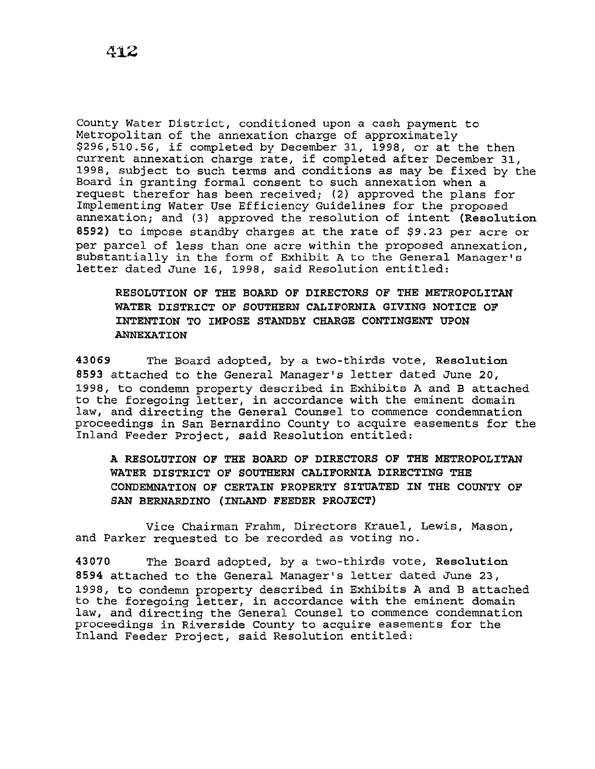County Water District, conditioned upon a cash payment to Metropolitan of the annexation charge of approximately $296,510.56, if completed by December 31, 1998, or at the then current annexation charge rate, if completed after December 31, 1998, subject to such terms and conditions as may be fixed by the Board in granting formal consent to such annexation when a request therefor has been received; (2) approved the plans for Implementing Water Use Efficiency Guidelines for the proposed annexation; and (3) approved the resolution of intent (**Resolution 8592**) to impose standby charges at the rate of $9.23 per acre or per parcel of less than one acre within the proposed annexation, substantially in the form of Exhibit A to the General Manager's letter dated June 16, 1998, said Resolution entitled:

> **RESOLUTION OF THE BOARD OF DIRECTORS OF THE METROPOLITAN WATER DISTRICT OF SOUTHERN CALIFORNIA GIVING NOTICE OF INTENTION TO IMPOSE STANDBY CHARGE CONTINGENT UPON ANNEXATION**

**43069** The Board adopted, by a two-thirds vote, **Resolution 8593** attached to the General Manager's letter dated June 20, 1998, to condemn property described in Exhibits A and B attached to the foregoing letter, in accordance with the eminent domain law, and directing the General Counsel to commence condemnation proceedings in San Bernardino County to acquire easements for the Inland Feeder Project, said Resolution entitled:

> **A RESOLUTION OF THE BOARD OF DIRECTORS OF THE METROPOLITAN WATER DISTRICT OF SOUTHERN CALIFORNIA DIRECTING THE CONDEMNATION OF CERTAIN PROPERTY SITUATED IN THE COUNTY OF SAN BERNARDINO (INLAND FEEDER PROJECT)**

Vice Chairman Frahm, Directors Krauel, Lewis, Mason, and Parker requested to be recorded as voting no.

**43070** The Board adopted, by a two-thirds vote, **Resolution 8594** attached to the General Manager's letter dated June 23, 1998, to condemn property described in Exhibits A and B attached to the foregoing letter, in accordance with the eminent domain law, and directing the General Counsel to commence condemnation proceedings in Riverside County to acquire easements for the Inland Feeder Project, said Resolution entitled: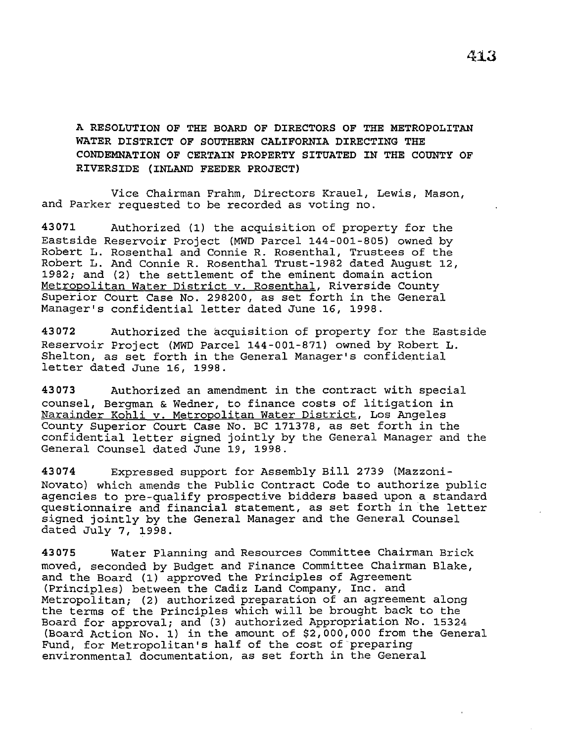**A RESOLUTION OF THE BOARD OF DIRECTORS OF THE METROPOLITAN WATER DISTRICT OF SOUTHERN CALIFORNIA DIRECTING THE CONDEMNATION OF CERTAIN PROPERTY SITUATED IN THE COUNTY OF RIVERSIDE (INLAND FEEDER PROJECT)**

Vice Chairman Frahm, Directors Krauel, Lewis, Mason, and Parker requested to be recorded as voting no.

**43071** Authorized (1) the acquisition of property for the Eastside Reservoir Project (MWD Parcel 144-001-805) owned by Robert L. Rosenthal and Connie R. Rosenthal, Trustees of the Robert L. And Connie R. Rosenthal Trust-1982 dated August 12, 1982; and (2) the settlement of the eminent domain action Metropolitan Water District v. Rosenthal, Riverside County Superior Court Case No. 298200, as set forth in the General Manager's confidential letter dated June 16, 1998.

**43072** Authorized the acquisition of property for the Eastside Reservoir Project (MWD Parcel 144-001-871) owned by Robert L. Shelton, as set forth in the General Manager's confidential letter dated June 16, 1998.

**43073** Authorized an amendment in the contract with special counsel, Bergman & Wedner, to finance costs of litigation in Naraindar Kohli v. Metropolitan Water District, Los Angeles County Superior Court Case No. BC 171378, as set forth in the confidential letter signed jointly by the General Manager and the General Counsel dated June 19, 1998.

**43074** Expressed support for Assembly Bill 2739 (Mazzoni-Novato) which amends the Public Contract Code to authorize public agencies to pre-qualify prospective bidders based upon a standard questionnaire and financial statement, as set forth in the letter signed jointly by the General Manager and the General Counsel dated July 7, 1998.

**43075** Water Planning and Resources Committee Chairman Brick moved, seconded by Budget and Finance Committee Chairman Blake, and the Board (1) approved the Principles of Agreement (Principles) between the Cadiz Land Company, Inc. and Metropolitan; (2) authorized preparation of an agreement along the terms of the Principles which will be brought back to the Board for approval; and (3) authorized Appropriation No. 15324 (Board Action No. 1) in the amount of $2,000,000 from the General Fund, for Metropolitan's half of the cost of preparing environmental documentation, as set forth in the General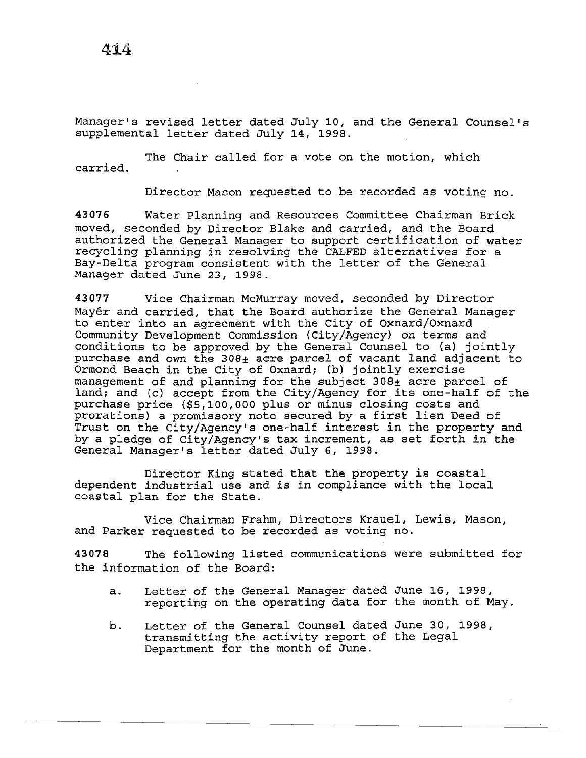Manager's revised letter dated July 10, and the General Counsel's supplemental letter dated July 14, 1998.

The Chair called for a vote on the motion, which carried.

Director Mason requested to be recorded as voting no.

**43076** Water Planning and Resources Committee Chairman Brick moved, seconded by Director Blake and carried, and the Board authorized the General Manager to support certification of water recycling planning in resolving the CALFED alternatives for a Bay-Delta program consistent with the letter of the General Manager dated June 23, 1998.

**43077** Vice Chairman McMurray moved, seconded by Director Mayér and carried, that the Board authorize the General Manager to enter into an agreement with the City of Oxnard/Oxnard Community Development Commission (City/Agency) on terms and conditions to be approved by the General Counsel to (a) jointly purchase and own the 308± acre parcel of vacant land adjacent to Ormond Beach in the City of Oxnard; (b) jointly exercise management of and planning for the subject 308± acre parcel of land; and (c) accept from the City/Agency for its one-half of the purchase price ($5,100,000 plus or minus closing costs and prorations) a promissory note secured by a first lien Deed of Trust on the City/Agency's one-half interest in the property and by a pledge of City/Agency's tax increment, as set forth in the General Manager's letter dated July 6, 1998.

Director King stated that the property is coastal dependent industrial use and is in compliance with the local coastal plan for the State.

Vice Chairman Frahm, Directors Krauel, Lewis, Mason, and Parker requested to be recorded as voting no.

**43078** The following listed communications were submitted for the information of the Board:

a. Letter of the General Manager dated June 16, 1998, reporting on the operating data for the month of May.

b. Letter of the General Counsel dated June 30, 1998, transmitting the activity report of the Legal Department for the month of June.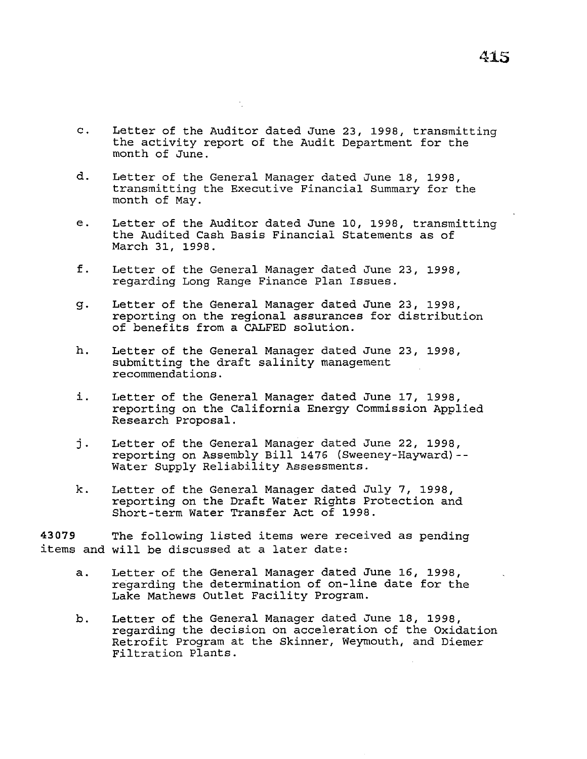c. Letter of the Auditor dated June 23, 1998, transmitting the activity report of the Audit Department for the month of June.

d. Letter of the General Manager dated June 18, 1998, transmitting the Executive Financial Summary for the month of May.

e. Letter of the Auditor dated June 10, 1998, transmitting the Audited Cash Basis Financial Statements as of March 31, 1998.

f. Letter of the General Manager dated June 23, 1998, regarding Long Range Finance Plan Issues.

g. Letter of the General Manager dated June 23, 1998, reporting on the regional assurances for distribution of benefits from a CALFED solution.

h. Letter of the General Manager dated June 23, 1998, submitting the draft salinity management recommendations.

i. Letter of the General Manager dated June 17, 1998, reporting on the California Energy Commission Applied Research Proposal.

j. Letter of the General Manager dated June 22, 1998, reporting on Assembly Bill 1476 (Sweeney-Hayward)--Water Supply Reliability Assessments.

k. Letter of the General Manager dated July 7, 1998, reporting on the Draft Water Rights Protection and Short-term Water Transfer Act of 1998.

**43079** The following listed items were received as pending items and will be discussed at a later date:

a. Letter of the General Manager dated June 16, 1998, regarding the determination of on-line date for the Lake Mathews Outlet Facility Program.

b. Letter of the General Manager dated June 18, 1998, regarding the decision on acceleration of the Oxidation Retrofit Program at the Skinner, Weymouth, and Diemer Filtration Plants.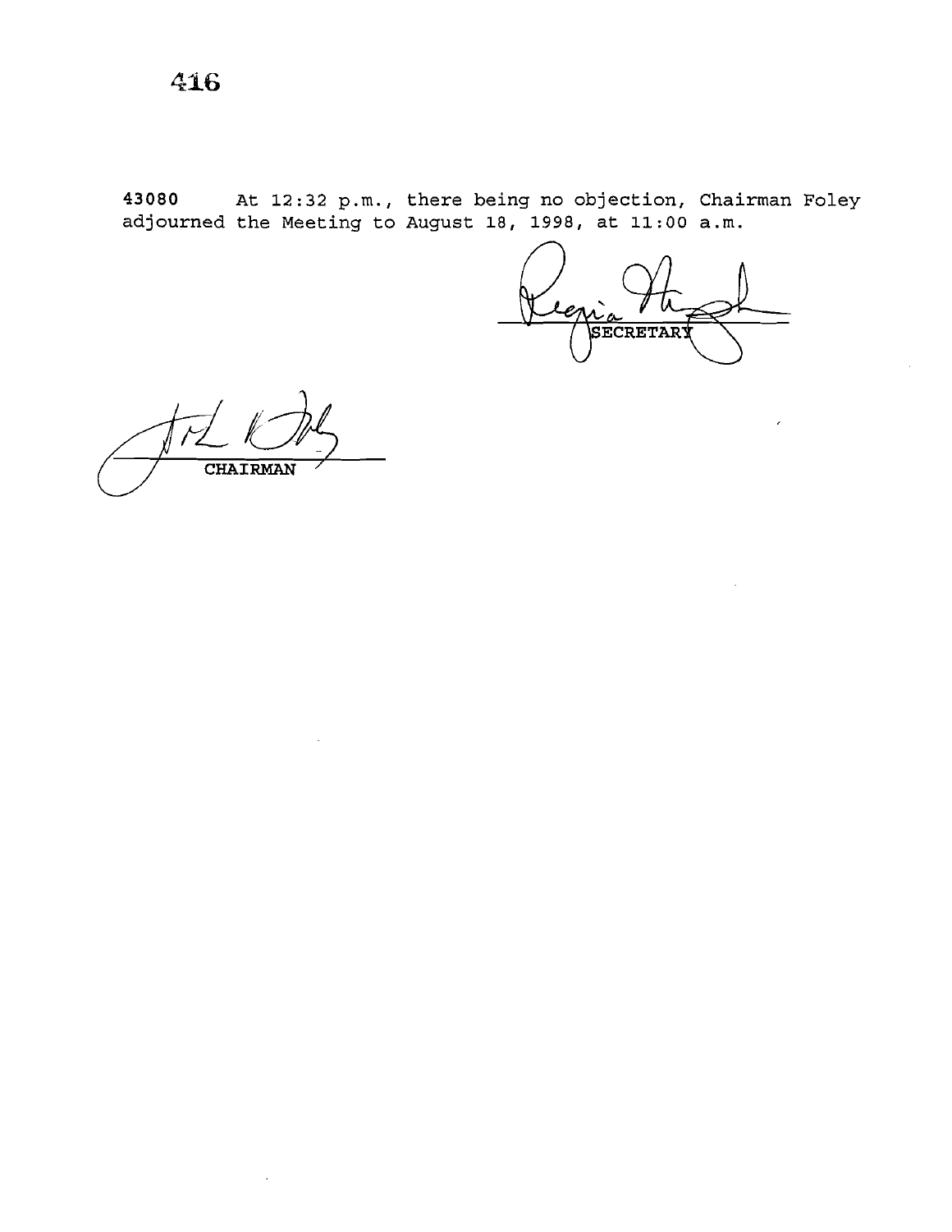**43080** At 12:32 p.m., there being no objection, Chairman Foley adjourned the Meeting to August 18, 1998, at 11:00 a.m.

SECRETARY

CHAIRMAN